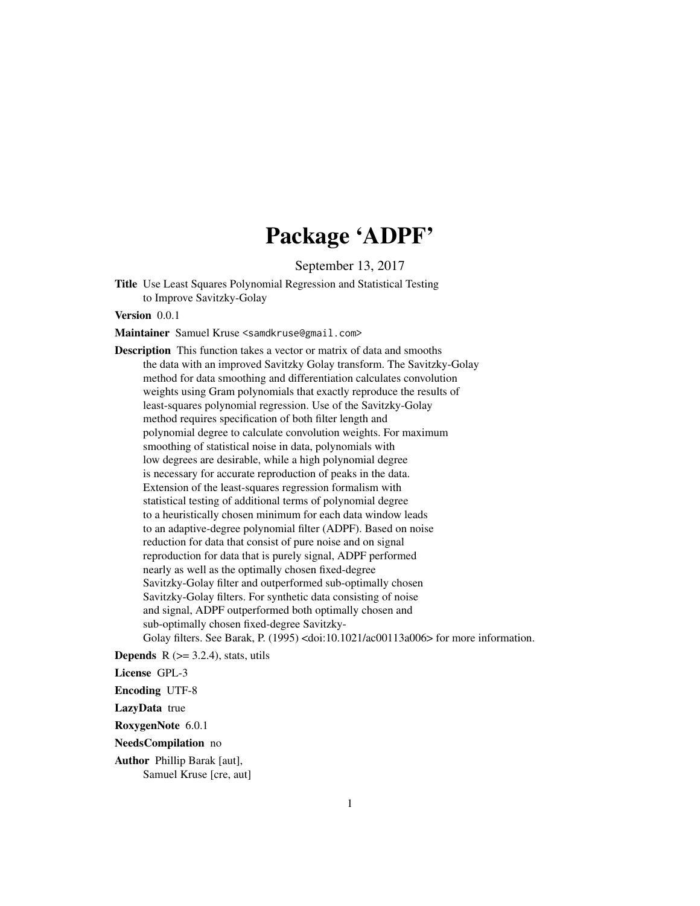# Package 'ADPF'

September 13, 2017

**Title** Use Least Squares Polynomial Regression and Statistical Testing to Improve Savitzky-Golay

**Version** 0.0.1

**Maintainer** Samuel Kruse <samdkruse@gmail.com>

**Description** This function takes a vector or matrix of data and smooths the data with an improved Savitzky Golay transform. The Savitzky-Golay method for data smoothing and differentiation calculates convolution weights using Gram polynomials that exactly reproduce the results of least-squares polynomial regression. Use of the Savitzky-Golay method requires specification of both filter length and polynomial degree to calculate convolution weights. For maximum smoothing of statistical noise in data, polynomials with low degrees are desirable, while a high polynomial degree is necessary for accurate reproduction of peaks in the data. Extension of the least-squares regression formalism with statistical testing of additional terms of polynomial degree to a heuristically chosen minimum for each data window leads to an adaptive-degree polynomial filter (ADPF). Based on noise reduction for data that consist of pure noise and on signal reproduction for data that is purely signal, ADPF performed nearly as well as the optimally chosen fixed-degree Savitzky-Golay filter and outperformed sub-optimally chosen Savitzky-Golay filters. For synthetic data consisting of noise and signal, ADPF outperformed both optimally chosen and sub-optimally chosen fixed-degree Savitzky-Golay filters. See Barak, P. (1995) <doi:10.1021/ac00113a006> for more information.

**Depends** R (>= 3.2.4), stats, utils

**License** GPL-3

**Encoding** UTF-8

**LazyData** true

**RoxygenNote** 6.0.1

**NeedsCompilation** no

**Author** Phillip Barak [aut],
Samuel Kruse [cre, aut]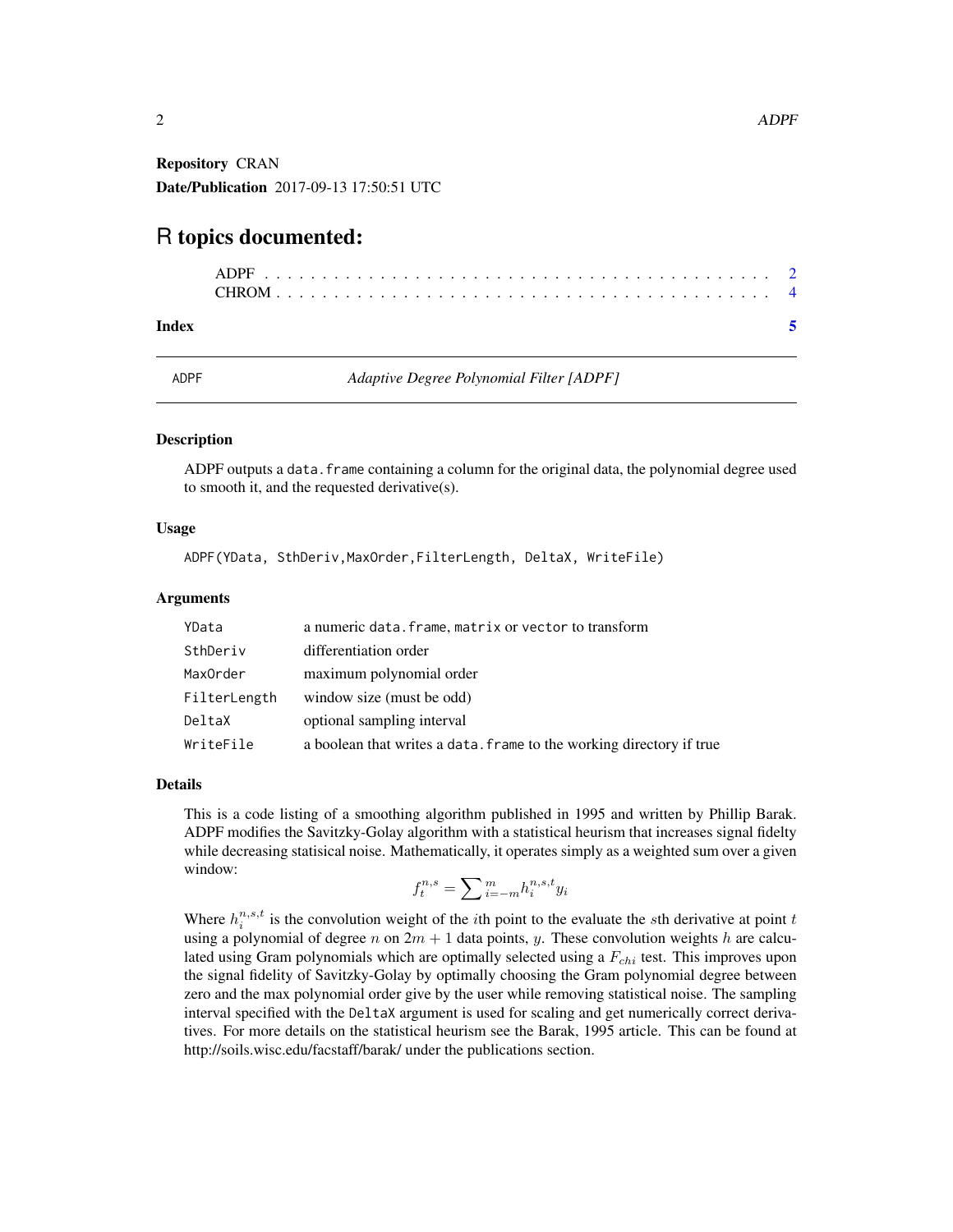**Repository** CRAN

**Date/Publication** 2017-09-13 17:50:51 UTC

# R topics documented:

- ADPF . . . . . . . . . . . . . . . . . . . . . . . . . . . . . . . . . . . . . . . . . 2
- CHROM . . . . . . . . . . . . . . . . . . . . . . . . . . . . . . . . . . . . . . . 4

**Index** 5

---

ADPF — *Adaptive Degree Polynomial Filter [ADPF]*

---

### Description

ADPF outputs a `data.frame` containing a column for the original data, the polynomial degree used to smooth it, and the requested derivative(s).

### Usage

```
ADPF(YData, SthDeriv,MaxOrder,FilterLength, DeltaX, WriteFile)
```

### Arguments

| | |
|---|---|
| `YData` | a numeric `data.frame`, `matrix` or `vector` to transform |
| `SthDeriv` | differentiation order |
| `MaxOrder` | maximum polynomial order |
| `FilterLength` | window size (must be odd) |
| `DeltaX` | optional sampling interval |
| `WriteFile` | a boolean that writes a `data.frame` to the working directory if true |

### Details

This is a code listing of a smoothing algorithm published in 1995 and written by Phillip Barak. ADPF modifies the Savitzky-Golay algorithm with a statistical heurism that increases signal fidelty while decreasing statisical noise. Mathematically, it operates simply as a weighted sum over a given window:

$$f_t^{n,s} = \sum_{i=-m}^{m} h_i^{n,s,t} y_i$$

Where $h_i^{n,s,t}$ is the convolution weight of the $i$th point to the evaluate the $s$th derivative at point $t$ using a polynomial of degree $n$ on $2m+1$ data points, $y$. These convolution weights $h$ are calculated using Gram polynomials which are optimally selected using a $F_{chi}$ test. This improves upon the signal fidelity of Savitzky-Golay by optimally choosing the Gram polynomial degree between zero and the max polynomial order give by the user while removing statistical noise. The sampling interval specified with the `DeltaX` argument is used for scaling and get numerically correct derivatives. For more details on the statistical heurism see the Barak, 1995 article. This can be found at http://soils.wisc.edu/facstaff/barak/ under the publications section.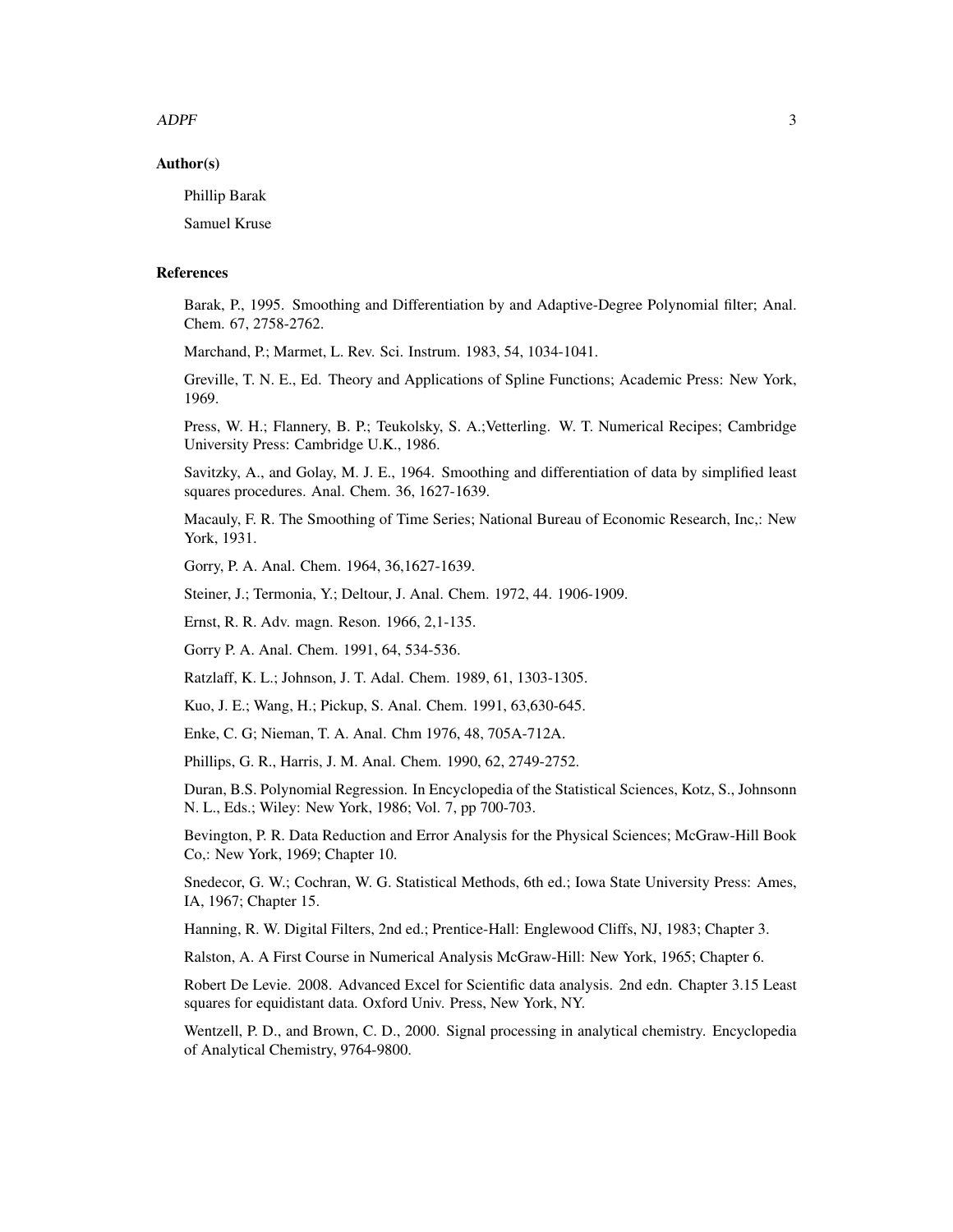### Author(s)

Phillip Barak

Samuel Kruse

### References

Barak, P., 1995. Smoothing and Differentiation by and Adaptive-Degree Polynomial filter; Anal. Chem. 67, 2758-2762.

Marchand, P.; Marmet, L. Rev. Sci. Instrum. 1983, 54, 1034-1041.

Greville, T. N. E., Ed. Theory and Applications of Spline Functions; Academic Press: New York, 1969.

Press, W. H.; Flannery, B. P.; Teukolsky, S. A.;Vetterling. W. T. Numerical Recipes; Cambridge University Press: Cambridge U.K., 1986.

Savitzky, A., and Golay, M. J. E., 1964. Smoothing and differentiation of data by simplified least squares procedures. Anal. Chem. 36, 1627-1639.

Macauly, F. R. The Smoothing of Time Series; National Bureau of Economic Research, Inc,: New York, 1931.

Gorry, P. A. Anal. Chem. 1964, 36,1627-1639.

Steiner, J.; Termonia, Y.; Deltour, J. Anal. Chem. 1972, 44. 1906-1909.

Ernst, R. R. Adv. magn. Reson. 1966, 2,1-135.

Gorry P. A. Anal. Chem. 1991, 64, 534-536.

Ratzlaff, K. L.; Johnson, J. T. Adal. Chem. 1989, 61, 1303-1305.

Kuo, J. E.; Wang, H.; Pickup, S. Anal. Chem. 1991, 63,630-645.

Enke, C. G; Nieman, T. A. Anal. Chm 1976, 48, 705A-712A.

Phillips, G. R., Harris, J. M. Anal. Chem. 1990, 62, 2749-2752.

Duran, B.S. Polynomial Regression. In Encyclopedia of the Statistical Sciences, Kotz, S., Johnsonn N. L., Eds.; Wiley: New York, 1986; Vol. 7, pp 700-703.

Bevington, P. R. Data Reduction and Error Analysis for the Physical Sciences; McGraw-Hill Book Co,: New York, 1969; Chapter 10.

Snedecor, G. W.; Cochran, W. G. Statistical Methods, 6th ed.; Iowa State University Press: Ames, IA, 1967; Chapter 15.

Hanning, R. W. Digital Filters, 2nd ed.; Prentice-Hall: Englewood Cliffs, NJ, 1983; Chapter 3.

Ralston, A. A First Course in Numerical Analysis McGraw-Hill: New York, 1965; Chapter 6.

Robert De Levie. 2008. Advanced Excel for Scientific data analysis. 2nd edn. Chapter 3.15 Least squares for equidistant data. Oxford Univ. Press, New York, NY.

Wentzell, P. D., and Brown, C. D., 2000. Signal processing in analytical chemistry. Encyclopedia of Analytical Chemistry, 9764-9800.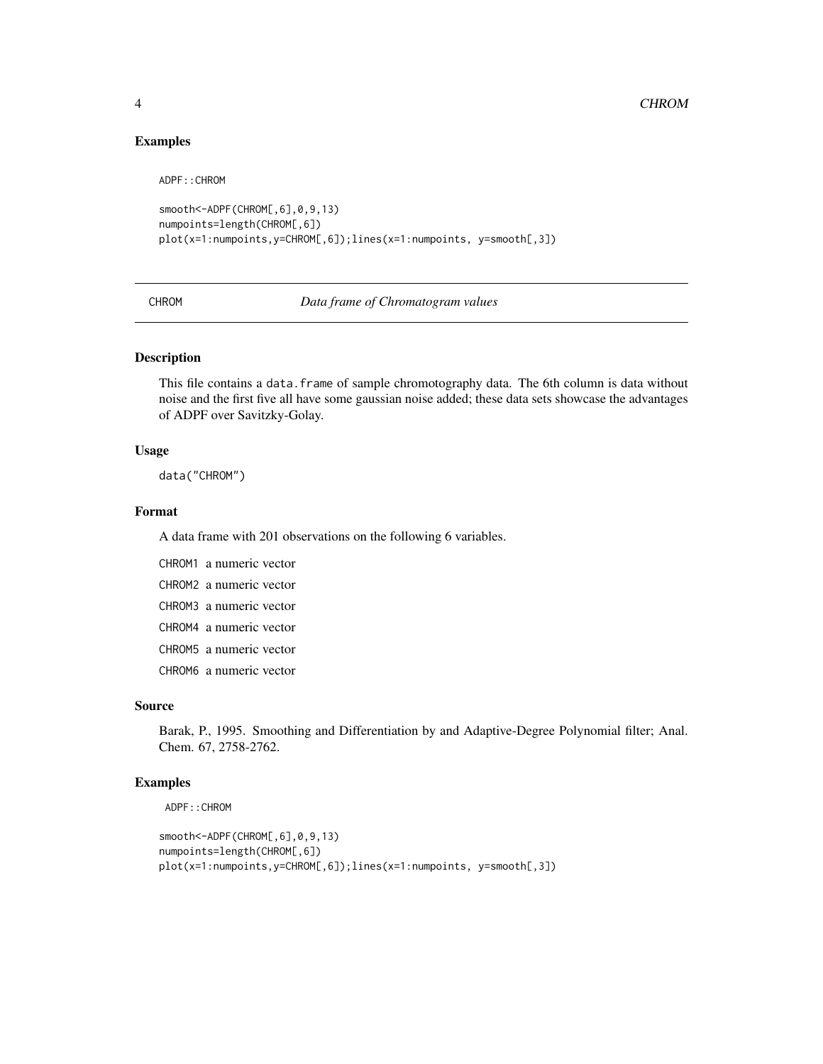## Examples

```
ADPF::CHROM

smooth<-ADPF(CHROM[,6],0,9,13)
numpoints=length(CHROM[,6])
plot(x=1:numpoints,y=CHROM[,6]);lines(x=1:numpoints, y=smooth[,3])
```

---

CHROM — *Data frame of Chromatogram values*

---

## Description

This file contains a data.frame of sample chromotography data. The 6th column is data without noise and the first five all have some gaussian noise added; these data sets showcase the advantages of ADPF over Savitzky-Golay.

## Usage

```
data("CHROM")
```

## Format

A data frame with 201 observations on the following 6 variables.

- CHROM1 a numeric vector
- CHROM2 a numeric vector
- CHROM3 a numeric vector
- CHROM4 a numeric vector
- CHROM5 a numeric vector
- CHROM6 a numeric vector

## Source

Barak, P., 1995. Smoothing and Differentiation by and Adaptive-Degree Polynomial filter; Anal. Chem. 67, 2758-2762.

## Examples

```
ADPF::CHROM

smooth<-ADPF(CHROM[,6],0,9,13)
numpoints=length(CHROM[,6])
plot(x=1:numpoints,y=CHROM[,6]);lines(x=1:numpoints, y=smooth[,3])
```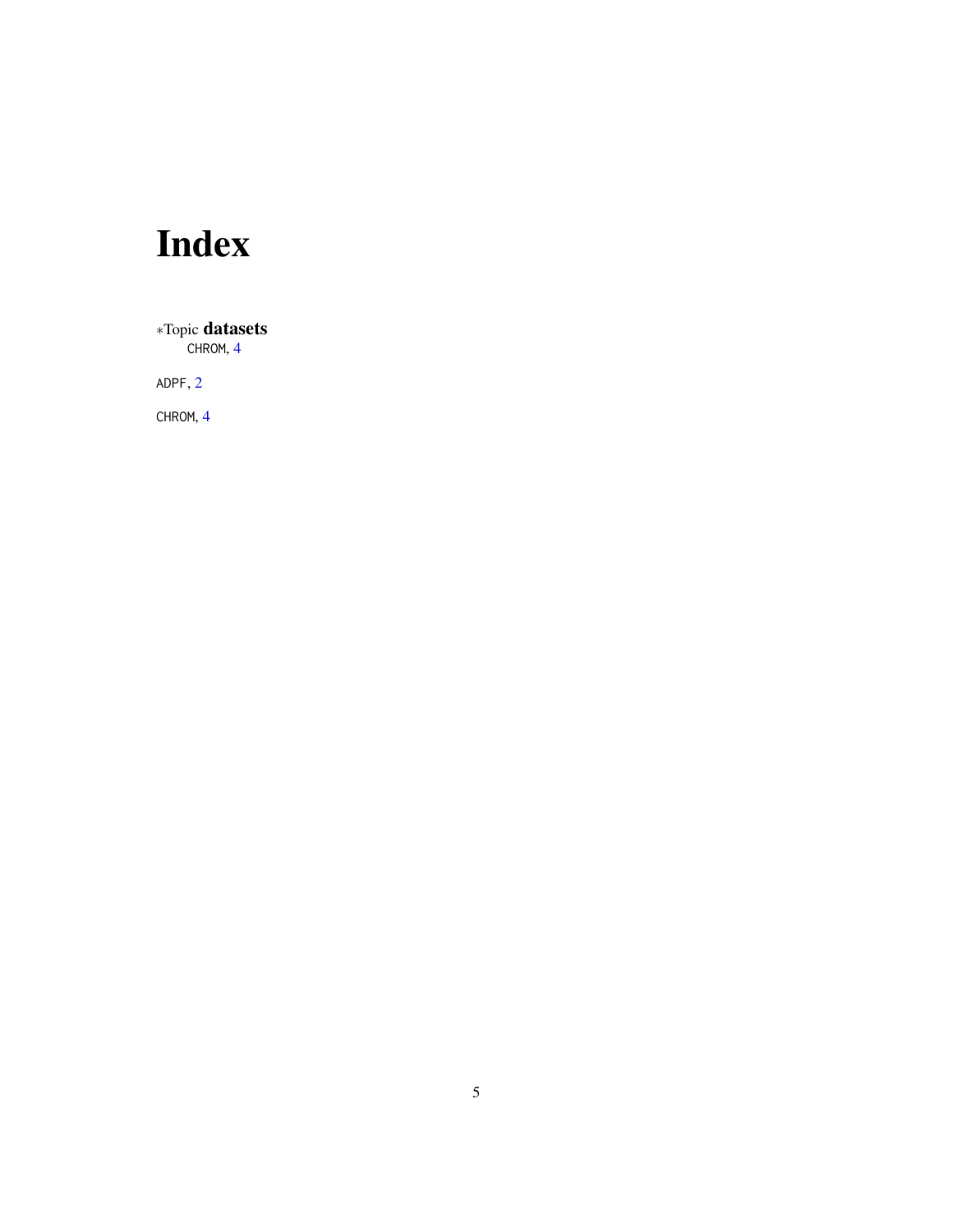# Index

*Topic **datasets**
    CHROM, 4

ADPF, 2

CHROM, 4